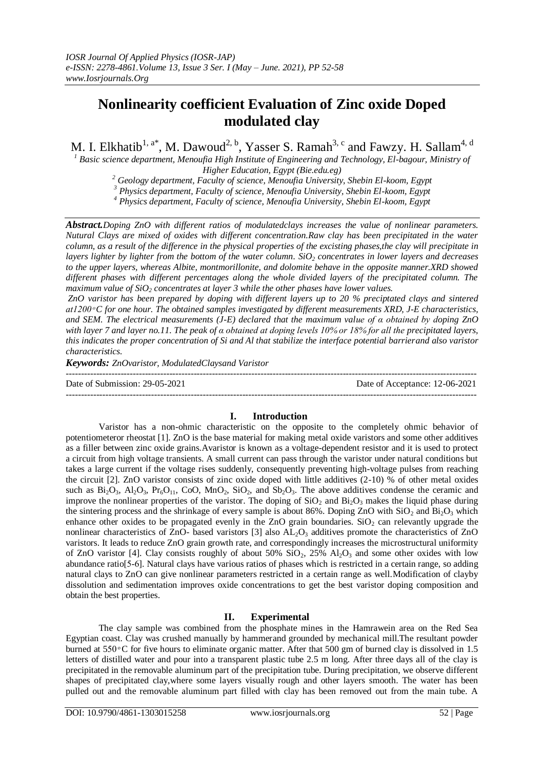# Nonlinearity coefficient Evaluation of Zinc oxide Doped modulated clay

M. I. Elkhatib[1, a*], M. Dawoud[2, b], Yasser S. Ramah[3, c] and Fawzy. H. Sallam[4, d]

[1] Basic science department, Menoufia High Institute of Engineering and Technology, El-bagour, Ministry of Higher Education, Egypt (Bie.edu.eg)

[2] Geology department, Faculty of science, Menoufia University, Shebin El-koom, Egypt

[3] Physics department, Faculty of science, Menoufia University, Shebin El-koom, Egypt

[4] Physics department, Faculty of science, Menoufia University, Shebin El-koom, Egypt

***Abstract.*** *Doping ZnO with different ratios of modulatedclays increases the value of nonlinear parameters. Nutural Clays are mixed of oxides with different concentration.Raw clay has been precipitated in the water column, as a result of the difference in the physical properties of the excisting phases,the clay will precipitate in layers lighter by lighter from the bottom of the water column. $SiO_2$ concentrates in lower layers and decreases to the upper layers, whereas Albite, montmorillonite, and dolomite behave in the opposite manner.XRD showed different phases with different percentages along the whole divided layers of the precipitated column. The maximum value of $SiO_2$ concentrates at layer 3 while the other phases have lower values.*

*ZnO varistor has been prepared by doping with different layers up to 20 % preciptated clays and sintered at1200°C for one hour. The obtained samples investigated by different measurements XRD, J-E characteristics, and SEM. The electrical measurements (J-E) declared that the maximum value of α obtained by doping ZnO with layer 7 and layer no.11. The peak of α obtained at doping levels 10% or 18% for all the precipitated layers, this indicates the proper concentration of Si and Al that stabilize the interface potential barrierand also varistor characteristics.*

***Keywords:*** *ZnOvaristor, ModulatedClaysand Varistor*

---

Date of Submission: 29-05-2021 | Date of Acceptance: 12-06-2021

---

## I. Introduction

Varistor has a non-ohmic characteristic on the opposite to the completely ohmic behavior of potentiometeror rheostat [1]. ZnO is the base material for making metal oxide varistors and some other additives as a filler between zinc oxide grains.Avaristor is known as a voltage-dependent resistor and it is used to protect a circuit from high voltage transients. A small current can pass through the varistor under natural conditions but takes a large current if the voltage rises suddenly, consequently preventing high-voltage pulses from reaching the circuit [2]. ZnO varistor consists of zinc oxide doped with little additives (2-10) % of other metal oxides such as $Bi_2O_3$, $Al_2O_3$, $Pr_6O_{11}$, CoO, $MnO_2$, $SiO_2$, and $Sb_2O_3$. The above additives condense the ceramic and improve the nonlinear properties of the varistor. The doping of $SiO_2$ and $Bi_2O_3$ makes the liquid phase during the sintering process and the shrinkage of every sample is about 86%. Doping ZnO with $SiO_2$ and $Bi_2O_3$ which enhance other oxides to be propagated evenly in the ZnO grain boundaries. $SiO_2$ can relevantly upgrade the nonlinear characteristics of ZnO- based varistors [3] also $AL_2O_3$ additives promote the characteristics of ZnO varistors. It leads to reduce ZnO grain growth rate, and correspondingly increases the microstructural uniformity of ZnO varistor [4]. Clay consists roughly of about 50% $SiO_2$, 25% $Al_2O_3$ and some other oxides with low abundance ratio[5-6]. Natural clays have various ratios of phases which is restricted in a certain range, so adding natural clays to ZnO can give nonlinear parameters restricted in a certain range as well.Modification of clayby dissolution and sedimentation improves oxide concentrations to get the best varistor doping composition and obtain the best properties.

## II. Experimental

The clay sample was combined from the phosphate mines in the Hamrawein area on the Red Sea Egyptian coast. Clay was crushed manually by hammerand grounded by mechanical mill.The resultant powder burned at 550°C for five hours to eliminate organic matter. After that 500 gm of burned clay is dissolved in 1.5 letters of distilled water and pour into a transparent plastic tube 2.5 m long. After three days all of the clay is precipitated in the removable aluminum part of the precipitation tube. During precipitation, we observe different shapes of precipitated clay,where some layers visually rough and other layers smooth. The water has been pulled out and the removable aluminum part filled with clay has been removed out from the main tube. A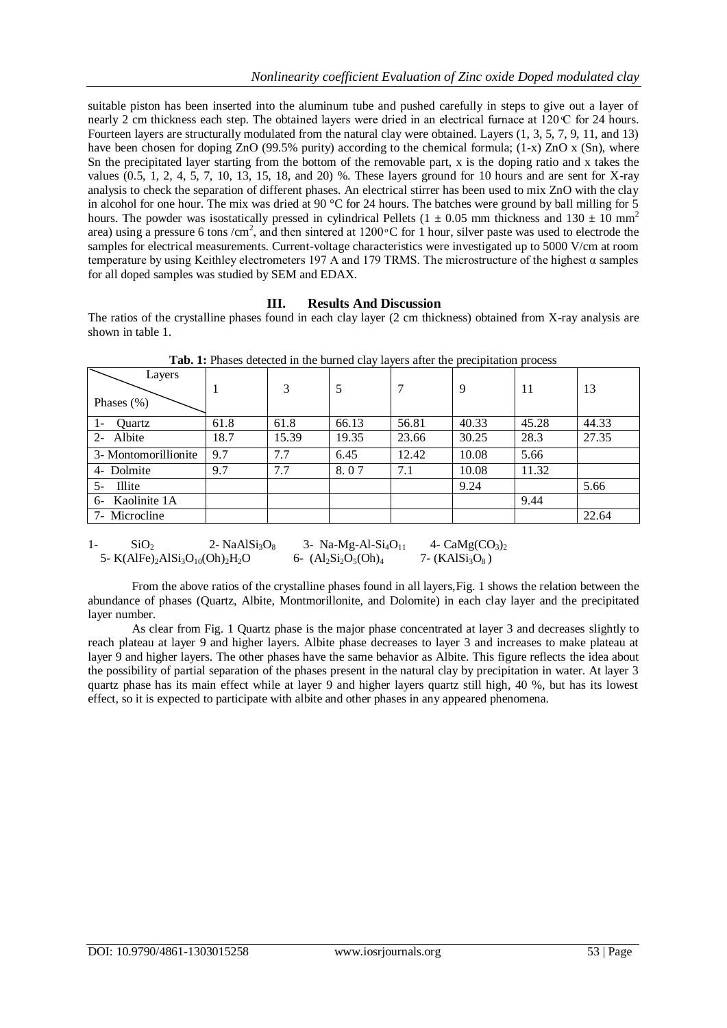suitable piston has been inserted into the aluminum tube and pushed carefully in steps to give out a layer of nearly 2 cm thickness each step. The obtained layers were dried in an electrical furnace at 120°C for 24 hours. Fourteen layers are structurally modulated from the natural clay were obtained. Layers (1, 3, 5, 7, 9, 11, and 13) have been chosen for doping ZnO (99.5% purity) according to the chemical formula; (1-x) ZnO x (Sn), where Sn the precipitated layer starting from the bottom of the removable part, x is the doping ratio and x takes the values (0.5, 1, 2, 4, 5, 7, 10, 13, 15, 18, and 20) %. These layers ground for 10 hours and are sent for X-ray analysis to check the separation of different phases. An electrical stirrer has been used to mix ZnO with the clay in alcohol for one hour. The mix was dried at 90 °C for 24 hours. The batches were ground by ball milling for 5 hours. The powder was isostatically pressed in cylindrical Pellets ($1 \pm 0.05$ mm thickness and $130 \pm 10$ $mm^2$ area) using a pressure 6 tons /$cm^2$, and then sintered at 1200°C for 1 hour, silver paste was used to electrode the samples for electrical measurements. Current-voltage characteristics were investigated up to 5000 V/cm at room temperature by using Keithley electrometers 197 A and 179 TRMS. The microstructure of the highest α samples for all doped samples was studied by SEM and EDAX.

## III. Results And Discussion

The ratios of the crystalline phases found in each clay layer (2 cm thickness) obtained from X-ray analysis are shown in table 1.

**Tab. 1:** Phases detected in the burned clay layers after the precipitation process

| Layers / Phases (%) | 1 | 3 | 5 | 7 | 9 | 11 | 13 |
|---|---|---|---|---|---|---|---|
| 1- Quartz | 61.8 | 61.8 | 66.13 | 56.81 | 40.33 | 45.28 | 44.33 |
| 2- Albite | 18.7 | 15.39 | 19.35 | 23.66 | 30.25 | 28.3 | 27.35 |
| 3- Montomorillionite | 9.7 | 7.7 | 6.45 | 12.42 | 10.08 | 5.66 | |
| 4- Dolmite | 9.7 | 7.7 | 8. 0 7 | 7.1 | 10.08 | 11.32 | |
| 5- Illite | | | | | 9.24 | | 5.66 |
| 6- Kaolinite 1A | | | | | | 9.44 | |
| 7- Microcline | | | | | | | 22.64 |

1- $SiO_2$ 2- $NaAlSi_3O_8$ 3- Na-Mg-Al-$Si_4O_{11}$ 4- $CaMg(CO_3)_2$
5- $K(AlFe)_2AlSi_3O_{10}(Oh)_2H_2O$ 6- $(Al_2Si_2O_5(Oh)_4$ 7- $(KAlSi_3O_8)$

From the above ratios of the crystalline phases found in all layers, Fig. 1 shows the relation between the abundance of phases (Quartz, Albite, Montmorillonite, and Dolomite) in each clay layer and the precipitated layer number.

As clear from Fig. 1 Quartz phase is the major phase concentrated at layer 3 and decreases slightly to reach plateau at layer 9 and higher layers. Albite phase decreases to layer 3 and increases to make plateau at layer 9 and higher layers. The other phases have the same behavior as Albite. This figure reflects the idea about the possibility of partial separation of the phases present in the natural clay by precipitation in water. At layer 3 quartz phase has its main effect while at layer 9 and higher layers quartz still high, 40 %, but has its lowest effect, so it is expected to participate with albite and other phases in any appeared phenomena.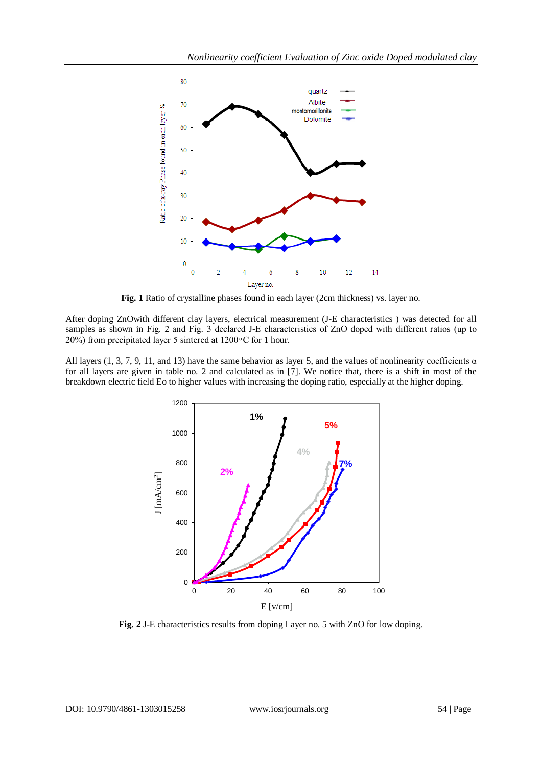**Fig. 1** Ratio of crystalline phases found in each layer (2cm thickness) vs. layer no.

After doping ZnOwith different clay layers, electrical measurement (J-E characteristics ) was detected for all samples as shown in Fig. 2 and Fig. 3 declared J-E characteristics of ZnO doped with different ratios (up to 20%) from precipitated layer 5 sintered at 1200◦C for 1 hour.

All layers (1, 3, 7, 9, 11, and 13) have the same behavior as layer 5, and the values of nonlinearity coefficients $\alpha$ for all layers are given in table no. 2 and calculated as in [7]. We notice that, there is a shift in most of the breakdown electric field Eo to higher values with increasing the doping ratio, especially at the higher doping.

**Fig. 2** J-E characteristics results from doping Layer no. 5 with ZnO for low doping.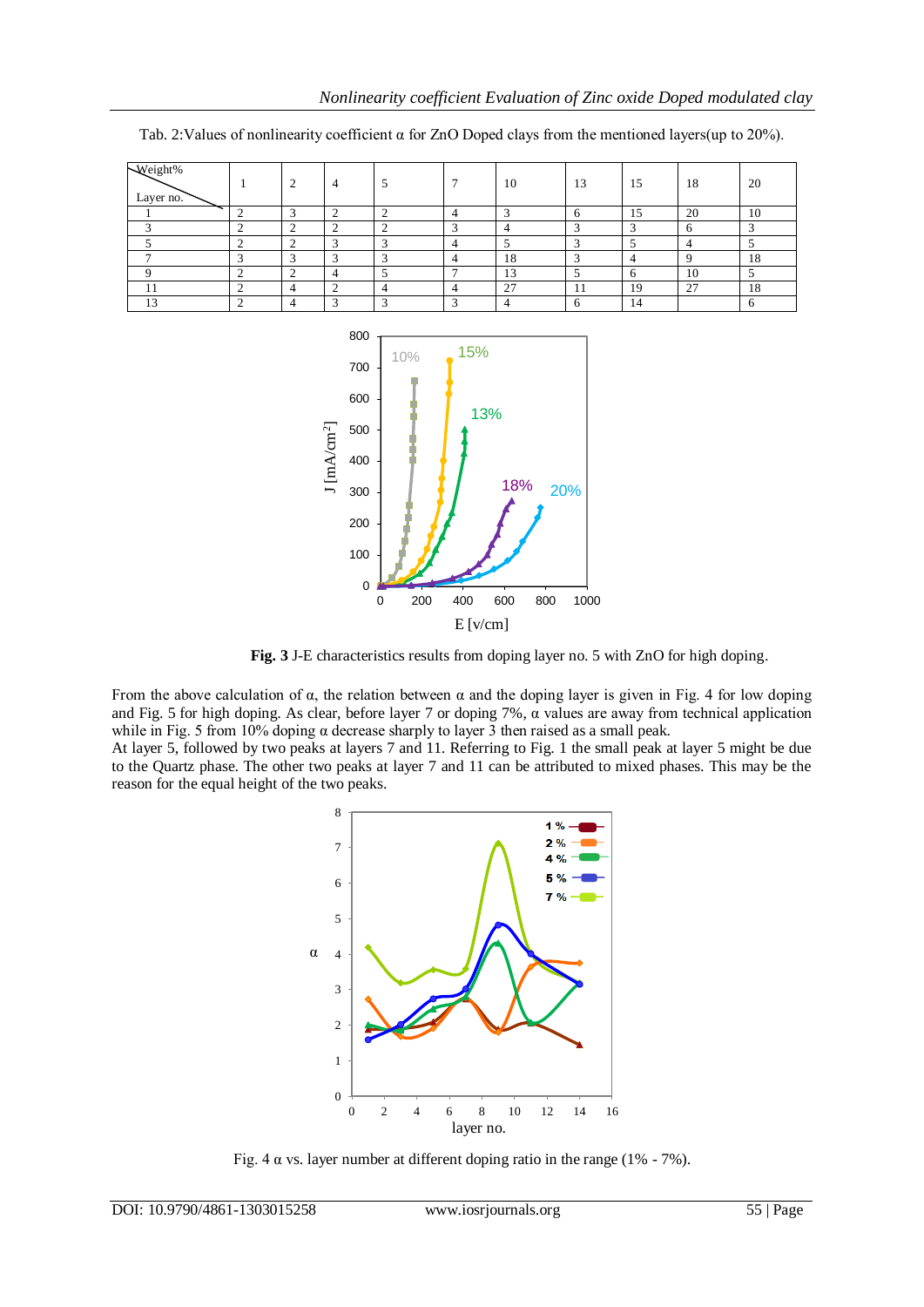Tab. 2:Values of nonlinearity coefficient α for ZnO Doped clays from the mentioned layers(up to 20%).

| Weight% / Layer no. | 1 | 2 | 4 | 5 | 7 | 10 | 13 | 15 | 18 | 20 |
|---|---|---|---|---|---|---|---|---|---|---|
| 1 | 2 | 3 | 2 | 2 | 4 | 3 | 6 | 15 | 20 | 10 |
| 3 | 2 | 2 | 2 | 2 | 3 | 4 | 3 | 3 | 6 | 3 |
| 5 | 2 | 2 | 3 | 3 | 4 | 5 | 3 | 5 | 4 | 5 |
| 7 | 3 | 3 | 3 | 3 | 4 | 18 | 3 | 4 | 9 | 18 |
| 9 | 2 | 2 | 4 | 5 | 7 | 13 | 5 | 6 | 10 | 5 |
| 11 | 2 | 4 | 2 | 4 | 4 | 27 | 11 | 19 | 27 | 18 |
| 13 | 2 | 4 | 3 | 3 | 3 | 4 | 6 | 14 | | 6 |

**Fig. 3** J-E characteristics results from doping layer no. 5 with ZnO for high doping.

From the above calculation of α, the relation between α and the doping layer is given in Fig. 4 for low doping and Fig. 5 for high doping. As clear, before layer 7 or doping 7%, α values are away from technical application while in Fig. 5 from 10% doping α decrease sharply to layer 3 then raised as a small peak.

At layer 5, followed by two peaks at layers 7 and 11. Referring to Fig. 1 the small peak at layer 5 might be due to the Quartz phase. The other two peaks at layer 7 and 11 can be attributed to mixed phases. This may be the reason for the equal height of the two peaks.

Fig. 4 α vs. layer number at different doping ratio in the range (1% - 7%).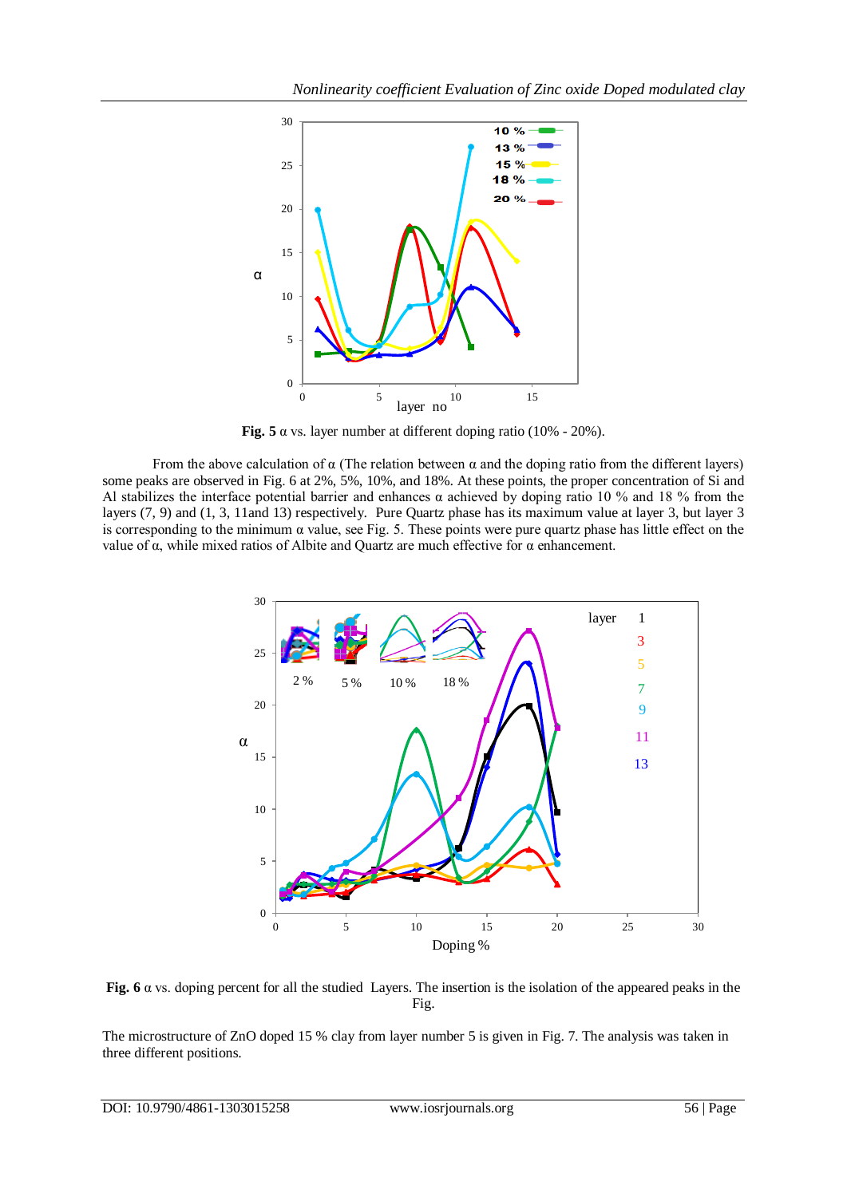**Fig. 5** α vs. layer number at different doping ratio (10% - 20%).

From the above calculation of α (The relation between α and the doping ratio from the different layers) some peaks are observed in Fig. 6 at 2%, 5%, 10%, and 18%. At these points, the proper concentration of Si and Al stabilizes the interface potential barrier and enhances α achieved by doping ratio 10 % and 18 % from the layers (7, 9) and (1, 3, 11and 13) respectively. Pure Quartz phase has its maximum value at layer 3, but layer 3 is corresponding to the minimum α value, see Fig. 5. These points were pure quartz phase has little effect on the value of α, while mixed ratios of Albite and Quartz are much effective for α enhancement.

**Fig. 6** α vs. doping percent for all the studied Layers. The insertion is the isolation of the appeared peaks in the Fig.

The microstructure of ZnO doped 15 % clay from layer number 5 is given in Fig. 7. The analysis was taken in three different positions.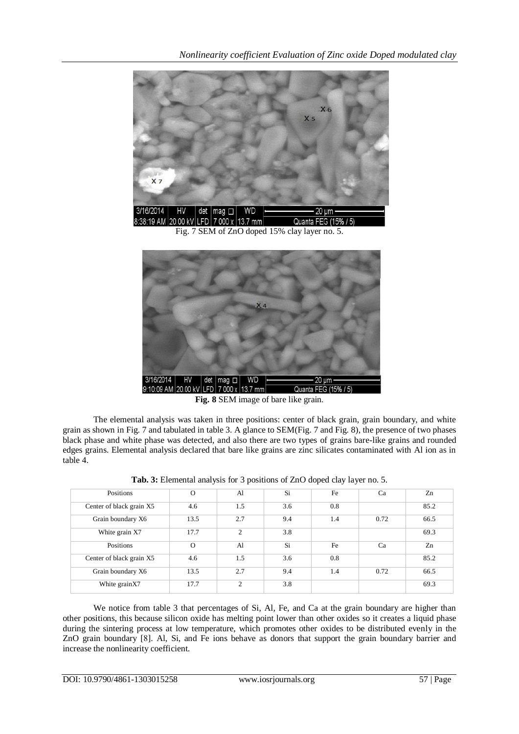Fig. 7 SEM of ZnO doped 15% clay layer no. 5.

**Fig. 8** SEM image of bare like grain.

The elemental analysis was taken in three positions: center of black grain, grain boundary, and white grain as shown in Fig. 7 and tabulated in table 3. A glance to SEM(Fig. 7 and Fig. 8), the presence of two phases black phase and white phase was detected, and also there are two types of grains bare-like grains and rounded edges grains. Elemental analysis declared that bare like grains are zinc silicates contaminated with Al ion as in table 4.

**Tab. 3:** Elemental analysis for 3 positions of ZnO doped clay layer no. 5.

| Positions | O | Al | Si | Fe | Ca | Zn |
|---|---|---|---|---|---|---|
| Center of black grain X5 | 4.6 | 1.5 | 3.6 | 0.8 | | 85.2 |
| Grain boundary X6 | 13.5 | 2.7 | 9.4 | 1.4 | 0.72 | 66.5 |
| White grain X7 | 17.7 | 2 | 3.8 | | | 69.3 |
| Positions | O | Al | Si | Fe | Ca | Zn |
| Center of black grain X5 | 4.6 | 1.5 | 3.6 | 0.8 | | 85.2 |
| Grain boundary X6 | 13.5 | 2.7 | 9.4 | 1.4 | 0.72 | 66.5 |
| White grainX7 | 17.7 | 2 | 3.8 | | | 69.3 |

We notice from table 3 that percentages of Si, Al, Fe, and Ca at the grain boundary are higher than other positions, this because silicon oxide has melting point lower than other oxides so it creates a liquid phase during the sintering process at low temperature, which promotes other oxides to be distributed evenly in the ZnO grain boundary [8]. Al, Si, and Fe ions behave as donors that support the grain boundary barrier and increase the nonlinearity coefficient.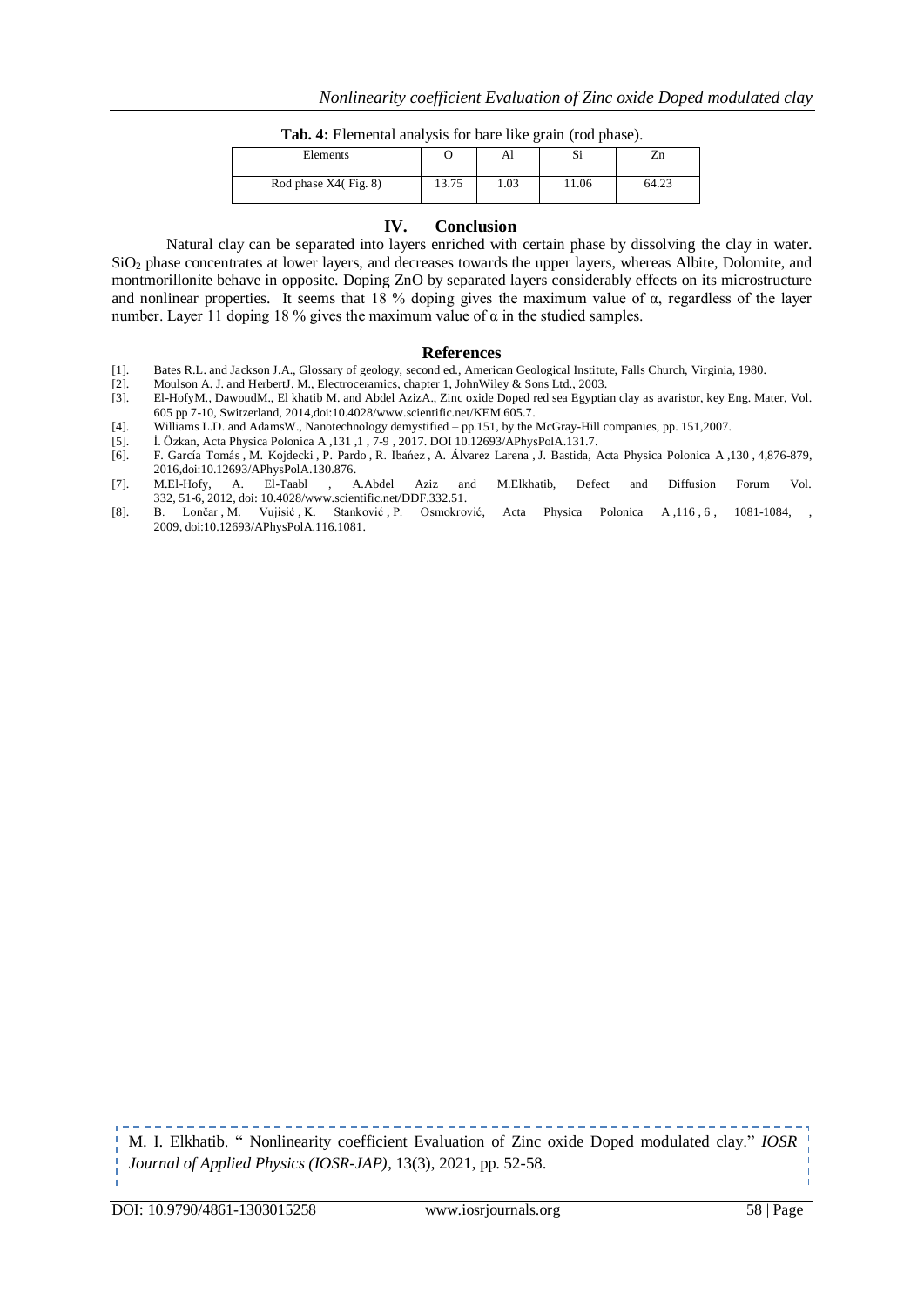**Tab. 4:** Elemental analysis for bare like grain (rod phase).

| Elements | O | Al | Si | Zn |
|---|---|---|---|---|
| Rod phase X4( Fig. 8) | 13.75 | 1.03 | 11.06 | 64.23 |

## IV. Conclusion

Natural clay can be separated into layers enriched with certain phase by dissolving the clay in water. $SiO_2$ phase concentrates at lower layers, and decreases towards the upper layers, whereas Albite, Dolomite, and montmorillonite behave in opposite. Doping ZnO by separated layers considerably effects on its microstructure and nonlinear properties. It seems that 18 % doping gives the maximum value of $\alpha$, regardless of the layer number. Layer 11 doping 18 % gives the maximum value of $\alpha$ in the studied samples.

## References

[1]. Bates R.L. and Jackson J.A., Glossary of geology, second ed., American Geological Institute, Falls Church, Virginia, 1980.

[2]. Moulson A. J. and HerbertJ. M., Electroceramics, chapter 1, JohnWiley & Sons Ltd., 2003.

[3]. El-HofyM., DawoudM., El khatib M. and Abdel AzizA., Zinc oxide Doped red sea Egyptian clay as avaristor, key Eng. Mater, Vol. 605 pp 7-10, Switzerland, 2014,doi:10.4028/www.scientific.net/KEM.605.7.

[4]. Williams L.D. and AdamsW., Nanotechnology demystified – pp.151, by the McGray-Hill companies, pp. 151,2007.

[5]. İ. Özkan, Acta Physica Polonica A ,131 ,1 , 7-9 , 2017. DOI 10.12693/APhysPolA.131.7.

[6]. F. García Tomás , M. Kojdecki , P. Pardo , R. Ibańez , A. Álvarez Larena , J. Bastida, Acta Physica Polonica A ,130 , 4,876-879, 2016,doi:10.12693/APhysPolA.130.876.

[7]. M.El-Hofy, A. El-Taabl , A.Abdel Aziz and M.Elkhatib, Defect and Diffusion Forum Vol. 332, 51-6, 2012, doi: 10.4028/www.scientific.net/DDF.332.51.

[8]. B. Lončar , M. Vujisić , K. Stanković , P. Osmokrović, Acta Physica Polonica A ,116 , 6 , 1081-1084, , 2009, doi:10.12693/APhysPolA.116.1081.

M. I. Elkhatib. " Nonlinearity coefficient Evaluation of Zinc oxide Doped modulated clay." *IOSR Journal of Applied Physics (IOSR-JAP)*, 13(3), 2021, pp. 52-58.